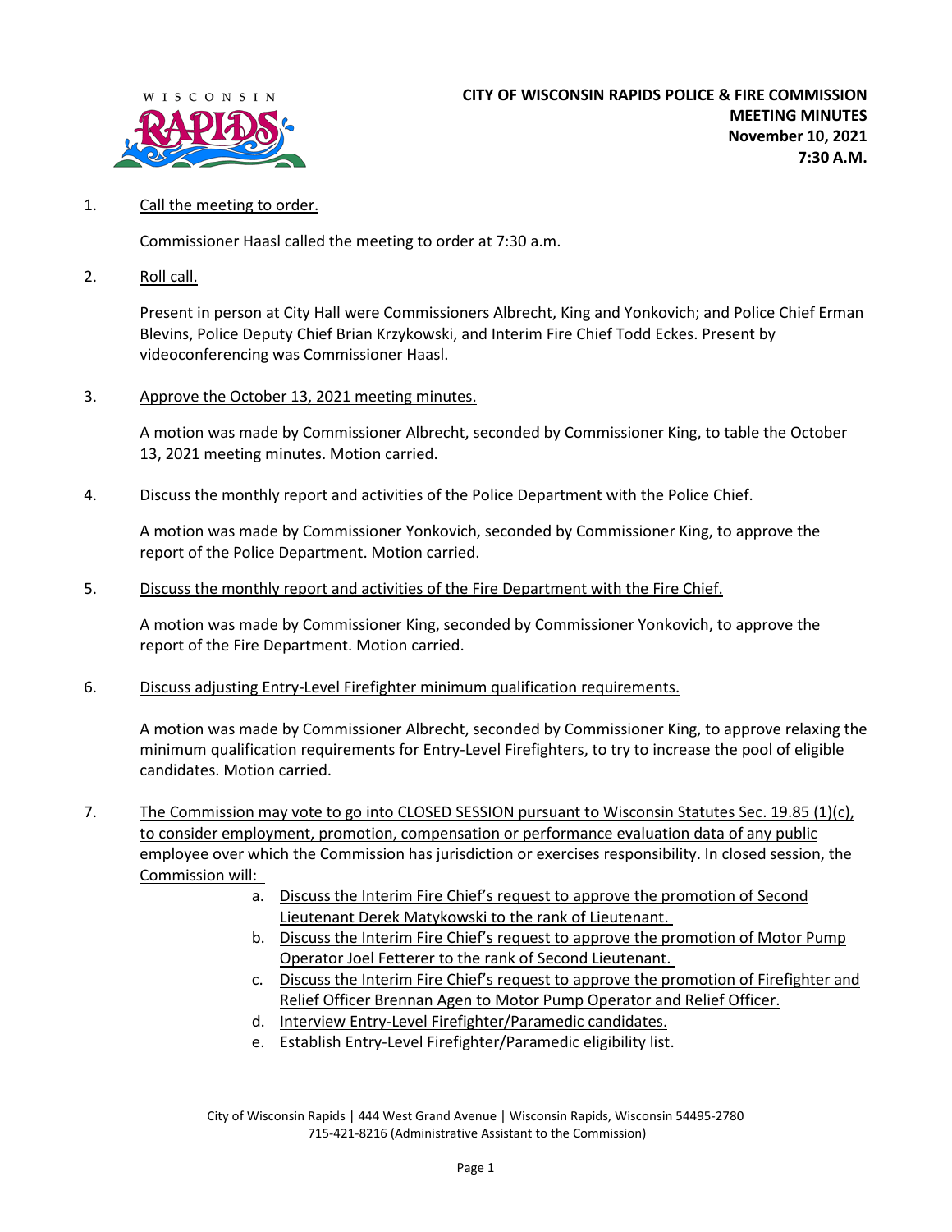**CITY OF WISCONSIN RAPIDS POLICE & FIRE COMMISSION**
**MEETING MINUTES**
**November 10, 2021**
**7:30 A.M.**

1. Call the meeting to order.

   Commissioner Haasl called the meeting to order at 7:30 a.m.

2. Roll call.

   Present in person at City Hall were Commissioners Albrecht, King and Yonkovich; and Police Chief Erman Blevins, Police Deputy Chief Brian Krzykowski, and Interim Fire Chief Todd Eckes. Present by videoconferencing was Commissioner Haasl.

3. Approve the October 13, 2021 meeting minutes.

   A motion was made by Commissioner Albrecht, seconded by Commissioner King, to table the October 13, 2021 meeting minutes. Motion carried.

4. Discuss the monthly report and activities of the Police Department with the Police Chief.

   A motion was made by Commissioner Yonkovich, seconded by Commissioner King, to approve the report of the Police Department. Motion carried.

5. Discuss the monthly report and activities of the Fire Department with the Fire Chief.

   A motion was made by Commissioner King, seconded by Commissioner Yonkovich, to approve the report of the Fire Department. Motion carried.

6. Discuss adjusting Entry-Level Firefighter minimum qualification requirements.

   A motion was made by Commissioner Albrecht, seconded by Commissioner King, to approve relaxing the minimum qualification requirements for Entry-Level Firefighters, to try to increase the pool of eligible candidates. Motion carried.

7. The Commission may vote to go into CLOSED SESSION pursuant to Wisconsin Statutes Sec. 19.85 (1)(c), to consider employment, promotion, compensation or performance evaluation data of any public employee over which the Commission has jurisdiction or exercises responsibility. In closed session, the Commission will:
   a. Discuss the Interim Fire Chief's request to approve the promotion of Second Lieutenant Derek Matykowski to the rank of Lieutenant.
   b. Discuss the Interim Fire Chief's request to approve the promotion of Motor Pump Operator Joel Fetterer to the rank of Second Lieutenant.
   c. Discuss the Interim Fire Chief's request to approve the promotion of Firefighter and Relief Officer Brennan Agen to Motor Pump Operator and Relief Officer.
   d. Interview Entry-Level Firefighter/Paramedic candidates.
   e. Establish Entry-Level Firefighter/Paramedic eligibility list.

City of Wisconsin Rapids | 444 West Grand Avenue | Wisconsin Rapids, Wisconsin 54495-2780
715-421-8216 (Administrative Assistant to the Commission)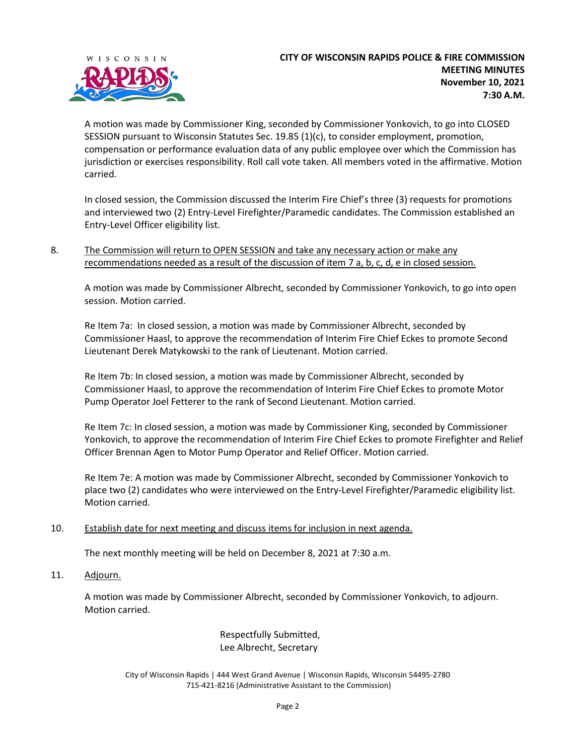A motion was made by Commissioner King, seconded by Commissioner Yonkovich, to go into CLOSED SESSION pursuant to Wisconsin Statutes Sec. 19.85 (1)(c), to consider employment, promotion, compensation or performance evaluation data of any public employee over which the Commission has jurisdiction or exercises responsibility. Roll call vote taken. All members voted in the affirmative. Motion carried.

In closed session, the Commission discussed the Interim Fire Chief's three (3) requests for promotions and interviewed two (2) Entry-Level Firefighter/Paramedic candidates. The Commission established an Entry-Level Officer eligibility list.

8. The Commission will return to OPEN SESSION and take any necessary action or make any recommendations needed as a result of the discussion of item 7 a, b, c, d, e in closed session.

   A motion was made by Commissioner Albrecht, seconded by Commissioner Yonkovich, to go into open session. Motion carried.

   Re Item 7a: In closed session, a motion was made by Commissioner Albrecht, seconded by Commissioner Haasl, to approve the recommendation of Interim Fire Chief Eckes to promote Second Lieutenant Derek Matykowski to the rank of Lieutenant. Motion carried.

   Re Item 7b: In closed session, a motion was made by Commissioner Albrecht, seconded by Commissioner Haasl, to approve the recommendation of Interim Fire Chief Eckes to promote Motor Pump Operator Joel Fetterer to the rank of Second Lieutenant. Motion carried.

   Re Item 7c: In closed session, a motion was made by Commissioner King, seconded by Commissioner Yonkovich, to approve the recommendation of Interim Fire Chief Eckes to promote Firefighter and Relief Officer Brennan Agen to Motor Pump Operator and Relief Officer. Motion carried.

   Re Item 7e: A motion was made by Commissioner Albrecht, seconded by Commissioner Yonkovich to place two (2) candidates who were interviewed on the Entry-Level Firefighter/Paramedic eligibility list. Motion carried.

10. Establish date for next meeting and discuss items for inclusion in next agenda.

    The next monthly meeting will be held on December 8, 2021 at 7:30 a.m.

11. Adjourn.

    A motion was made by Commissioner Albrecht, seconded by Commissioner Yonkovich, to adjourn. Motion carried.

Respectfully Submitted,
Lee Albrecht, Secretary

City of Wisconsin Rapids | 444 West Grand Avenue | Wisconsin Rapids, Wisconsin 54495-2780
715-421-8216 (Administrative Assistant to the Commission)